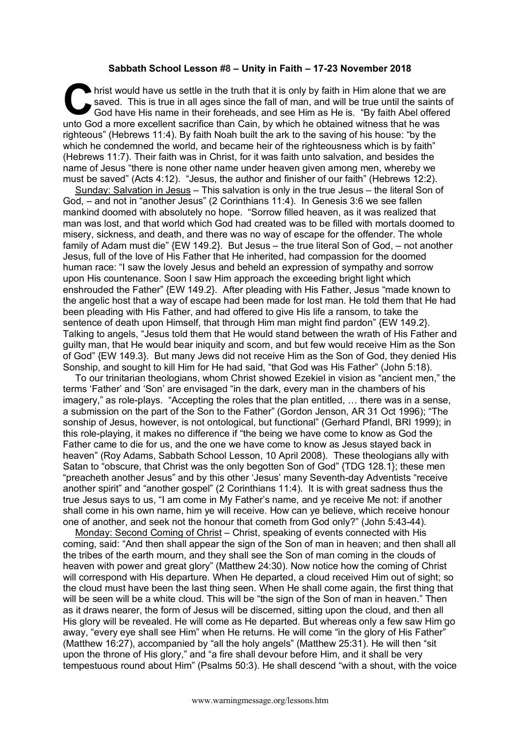**Sabbath School Lesson #8 – Unity in Faith – 17-23 November 2018**

Christ would have us settle in the truth that it is only by faith in Him alone that we are saved. This is true in all ages since the fall of man, and will be true until the saints of God have His name in their foreheads, and see Him as He is. "By faith Abel offered unto God a more excellent sacrifice than Cain, by which he obtained witness that he was righteous" (Hebrews 11:4). By faith Noah built the ark to the saving of his house: "by the which he condemned the world, and became heir of the righteousness which is by faith" (Hebrews 11:7). Their faith was in Christ, for it was faith unto salvation, and besides the name of Jesus "there is none other name under heaven given among men, whereby we must be saved" (Acts 4:12). "Jesus, the author and finisher of our faith" (Hebrews 12:2).

Sunday: Salvation in Jesus – This salvation is only in the true Jesus – the literal Son of God, – and not in "another Jesus" (2 Corinthians 11:4). In Genesis 3:6 we see fallen mankind doomed with absolutely no hope. "Sorrow filled heaven, as it was realized that man was lost, and that world which God had created was to be filled with mortals doomed to misery, sickness, and death, and there was no way of escape for the offender. The whole family of Adam must die" {EW 149.2}. But Jesus – the true literal Son of God, – not another Jesus, full of the love of His Father that He inherited, had compassion for the doomed human race: "I saw the lovely Jesus and beheld an expression of sympathy and sorrow upon His countenance. Soon I saw Him approach the exceeding bright light which enshrouded the Father" {EW 149.2}. After pleading with His Father, Jesus "made known to the angelic host that a way of escape had been made for lost man. He told them that He had been pleading with His Father, and had offered to give His life a ransom, to take the sentence of death upon Himself, that through Him man might find pardon" {EW 149.2}. Talking to angels, "Jesus told them that He would stand between the wrath of His Father and guilty man, that He would bear iniquity and scorn, and but few would receive Him as the Son of God" {EW 149.3}. But many Jews did not receive Him as the Son of God, they denied His Sonship, and sought to kill Him for He had said, "that God was His Father" (John 5:18).

To our trinitarian theologians, whom Christ showed Ezekiel in vision as "ancient men," the terms 'Father' and 'Son' are envisaged "in the dark, every man in the chambers of his imagery," as role-plays. "Accepting the roles that the plan entitled, … there was in a sense, a submission on the part of the Son to the Father" (Gordon Jenson, AR 31 Oct 1996); "The sonship of Jesus, however, is not ontological, but functional" (Gerhard Pfandl, BRI 1999); in this role-playing, it makes no difference if "the being we have come to know as God the Father came to die for us, and the one we have come to know as Jesus stayed back in heaven" (Roy Adams, Sabbath School Lesson, 10 April 2008). These theologians ally with Satan to "obscure, that Christ was the only begotten Son of God" {TDG 128.1}; these men "preacheth another Jesus" and by this other 'Jesus' many Seventh-day Adventists "receive another spirit" and "another gospel" (2 Corinthians 11:4). It is with great sadness thus the true Jesus says to us, "I am come in My Father's name, and ye receive Me not: if another shall come in his own name, him ye will receive. How can ye believe, which receive honour one of another, and seek not the honour that cometh from God only?" (John 5:43-44).

Monday: Second Coming of Christ – Christ, speaking of events connected with His coming, said: "And then shall appear the sign of the Son of man in heaven; and then shall all the tribes of the earth mourn, and they shall see the Son of man coming in the clouds of heaven with power and great glory" (Matthew 24:30). Now notice how the coming of Christ will correspond with His departure. When He departed, a cloud received Him out of sight; so the cloud must have been the last thing seen. When He shall come again, the first thing that will be seen will be a white cloud. This will be "the sign of the Son of man in heaven." Then as it draws nearer, the form of Jesus will be discerned, sitting upon the cloud, and then all His glory will be revealed. He will come as He departed. But whereas only a few saw Him go away, "every eye shall see Him" when He returns. He will come "in the glory of His Father" (Matthew 16:27), accompanied by "all the holy angels" (Matthew 25:31). He will then "sit upon the throne of His glory," and "a fire shall devour before Him, and it shall be very tempestuous round about Him" (Psalms 50:3). He shall descend "with a shout, with the voice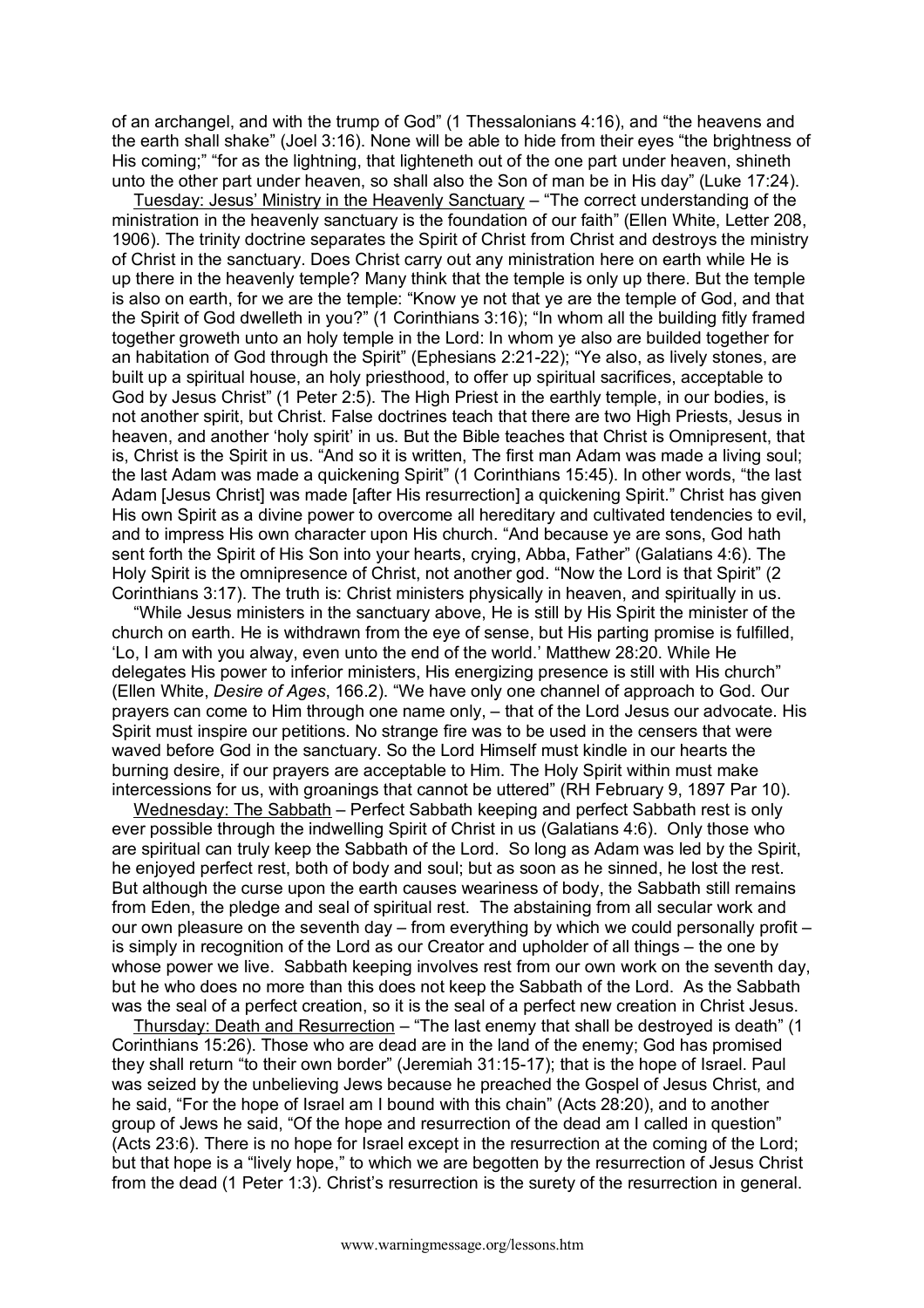of an archangel, and with the trump of God" (1 Thessalonians 4:16), and "the heavens and the earth shall shake" (Joel 3:16). None will be able to hide from their eyes "the brightness of His coming;" "for as the lightning, that lighteneth out of the one part under heaven, shineth unto the other part under heaven, so shall also the Son of man be in His day" (Luke 17:24).

Tuesday: Jesus' Ministry in the Heavenly Sanctuary – "The correct understanding of the ministration in the heavenly sanctuary is the foundation of our faith" (Ellen White, Letter 208, 1906). The trinity doctrine separates the Spirit of Christ from Christ and destroys the ministry of Christ in the sanctuary. Does Christ carry out any ministration here on earth while He is up there in the heavenly temple? Many think that the temple is only up there. But the temple is also on earth, for we are the temple: "Know ye not that ye are the temple of God, and that the Spirit of God dwelleth in you?" (1 Corinthians 3:16); "In whom all the building fitly framed together groweth unto an holy temple in the Lord: In whom ye also are builded together for an habitation of God through the Spirit" (Ephesians 2:21-22); "Ye also, as lively stones, are built up a spiritual house, an holy priesthood, to offer up spiritual sacrifices, acceptable to God by Jesus Christ" (1 Peter 2:5). The High Priest in the earthly temple, in our bodies, is not another spirit, but Christ. False doctrines teach that there are two High Priests, Jesus in heaven, and another 'holy spirit' in us. But the Bible teaches that Christ is Omnipresent, that is, Christ is the Spirit in us. "And so it is written, The first man Adam was made a living soul; the last Adam was made a quickening Spirit" (1 Corinthians 15:45). In other words, "the last Adam [Jesus Christ] was made [after His resurrection] a quickening Spirit." Christ has given His own Spirit as a divine power to overcome all hereditary and cultivated tendencies to evil, and to impress His own character upon His church. "And because ye are sons, God hath sent forth the Spirit of His Son into your hearts, crying, Abba, Father" (Galatians 4:6). The Holy Spirit is the omnipresence of Christ, not another god. "Now the Lord is that Spirit" (2 Corinthians 3:17). The truth is: Christ ministers physically in heaven, and spiritually in us.

"While Jesus ministers in the sanctuary above, He is still by His Spirit the minister of the church on earth. He is withdrawn from the eye of sense, but His parting promise is fulfilled, 'Lo, I am with you alway, even unto the end of the world.' Matthew 28:20. While He delegates His power to inferior ministers, His energizing presence is still with His church" (Ellen White, *Desire of Ages*, 166.2). "We have only one channel of approach to God. Our prayers can come to Him through one name only, – that of the Lord Jesus our advocate. His Spirit must inspire our petitions. No strange fire was to be used in the censers that were waved before God in the sanctuary. So the Lord Himself must kindle in our hearts the burning desire, if our prayers are acceptable to Him. The Holy Spirit within must make intercessions for us, with groanings that cannot be uttered" (RH February 9, 1897 Par 10).

Wednesday: The Sabbath – Perfect Sabbath keeping and perfect Sabbath rest is only ever possible through the indwelling Spirit of Christ in us (Galatians 4:6). Only those who are spiritual can truly keep the Sabbath of the Lord. So long as Adam was led by the Spirit, he enjoyed perfect rest, both of body and soul; but as soon as he sinned, he lost the rest. But although the curse upon the earth causes weariness of body, the Sabbath still remains from Eden, the pledge and seal of spiritual rest. The abstaining from all secular work and our own pleasure on the seventh day – from everything by which we could personally profit – is simply in recognition of the Lord as our Creator and upholder of all things – the one by whose power we live. Sabbath keeping involves rest from our own work on the seventh day, but he who does no more than this does not keep the Sabbath of the Lord. As the Sabbath was the seal of a perfect creation, so it is the seal of a perfect new creation in Christ Jesus.

Thursday: Death and Resurrection – "The last enemy that shall be destroyed is death" (1 Corinthians 15:26). Those who are dead are in the land of the enemy; God has promised they shall return "to their own border" (Jeremiah 31:15-17); that is the hope of Israel. Paul was seized by the unbelieving Jews because he preached the Gospel of Jesus Christ, and he said, "For the hope of Israel am I bound with this chain" (Acts 28:20), and to another group of Jews he said, "Of the hope and resurrection of the dead am I called in question" (Acts 23:6). There is no hope for Israel except in the resurrection at the coming of the Lord; but that hope is a "lively hope," to which we are begotten by the resurrection of Jesus Christ from the dead (1 Peter 1:3). Christ's resurrection is the surety of the resurrection in general.